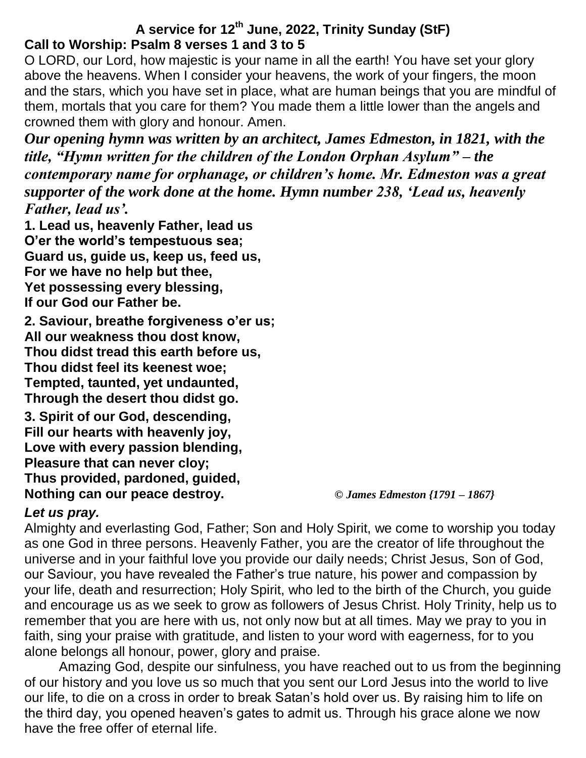# A service for 12th June, 2022, Trinity Sunday (StF)

**Call to Worship: Psalm 8 verses 1 and 3 to 5**

O LORD, our Lord, how majestic is your name in all the earth! You have set your glory above the heavens. When I consider your heavens, the work of your fingers, the moon and the stars, which you have set in place, what are human beings that you are mindful of them, mortals that you care for them? You made them a little lower than the angels and crowned them with glory and honour. Amen.

***Our opening hymn was written by an architect, James Edmeston, in 1821, with the title, "Hymn written for the children of the London Orphan Asylum" – the contemporary name for orphanage, or children's home. Mr. Edmeston was a great supporter of the work done at the home. Hymn number 238, 'Lead us, heavenly Father, lead us'.***

**1. Lead us, heavenly Father, lead us**
**O'er the world's tempestuous sea;**
**Guard us, guide us, keep us, feed us,**
**For we have no help but thee,**
**Yet possessing every blessing,**
**If our God our Father be.**

**2. Saviour, breathe forgiveness o'er us;**
**All our weakness thou dost know,**
**Thou didst tread this earth before us,**
**Thou didst feel its keenest woe;**
**Tempted, taunted, yet undaunted,**
**Through the desert thou didst go.**

**3. Spirit of our God, descending,**
**Fill our hearts with heavenly joy,**
**Love with every passion blending,**
**Pleasure that can never cloy;**
**Thus provided, pardoned, guided,**
**Nothing can our peace destroy.** *© James Edmeston {1791 – 1867}*

***Let us pray.***

Almighty and everlasting God, Father; Son and Holy Spirit, we come to worship you today as one God in three persons. Heavenly Father, you are the creator of life throughout the universe and in your faithful love you provide our daily needs; Christ Jesus, Son of God, our Saviour, you have revealed the Father's true nature, his power and compassion by your life, death and resurrection; Holy Spirit, who led to the birth of the Church, you guide and encourage us as we seek to grow as followers of Jesus Christ. Holy Trinity, help us to remember that you are here with us, not only now but at all times. May we pray to you in faith, sing your praise with gratitude, and listen to your word with eagerness, for to you alone belongs all honour, power, glory and praise.

Amazing God, despite our sinfulness, you have reached out to us from the beginning of our history and you love us so much that you sent our Lord Jesus into the world to live our life, to die on a cross in order to break Satan's hold over us. By raising him to life on the third day, you opened heaven's gates to admit us. Through his grace alone we now have the free offer of eternal life.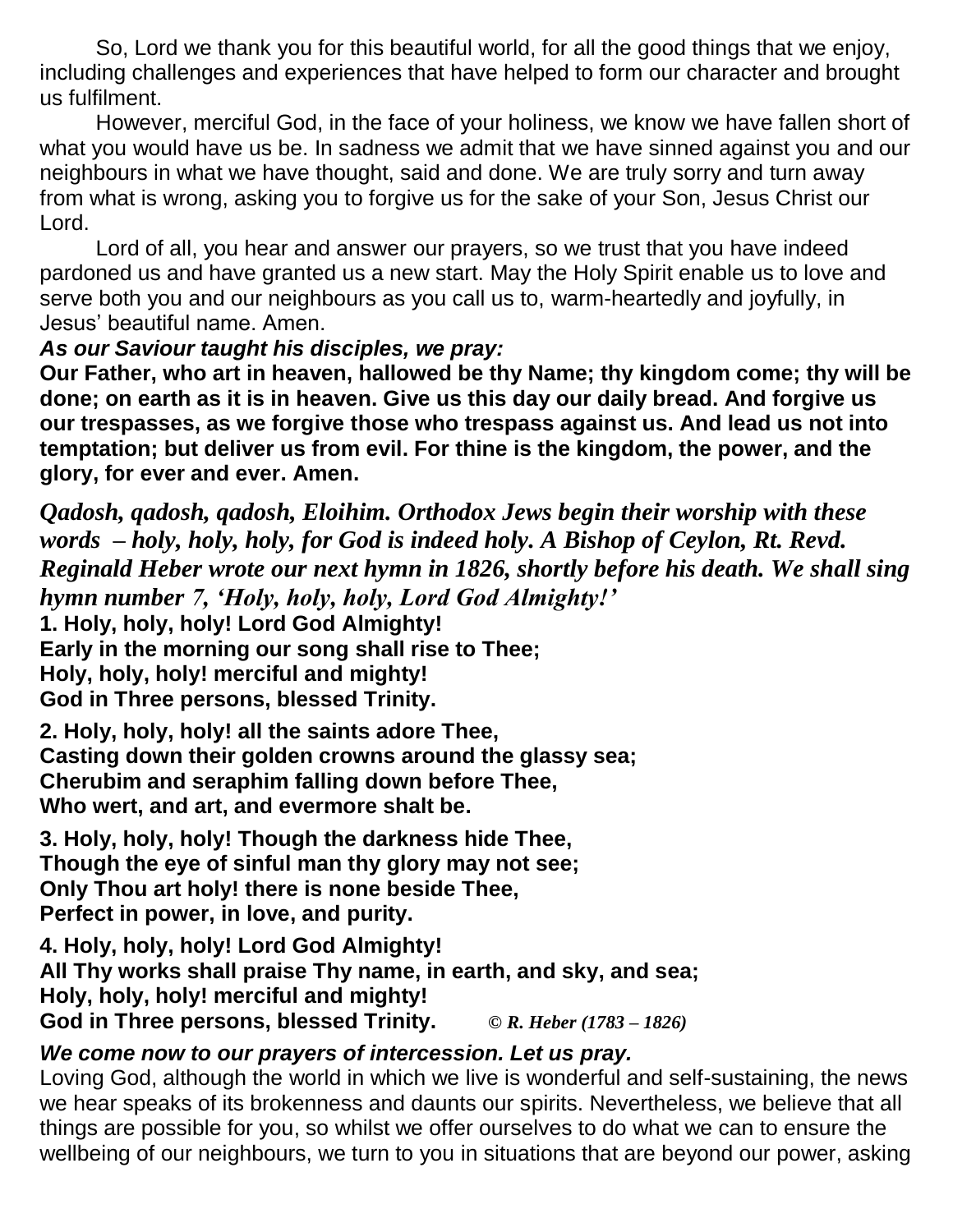So, Lord we thank you for this beautiful world, for all the good things that we enjoy, including challenges and experiences that have helped to form our character and brought us fulfilment.

However, merciful God, in the face of your holiness, we know we have fallen short of what you would have us be. In sadness we admit that we have sinned against you and our neighbours in what we have thought, said and done. We are truly sorry and turn away from what is wrong, asking you to forgive us for the sake of your Son, Jesus Christ our Lord.

Lord of all, you hear and answer our prayers, so we trust that you have indeed pardoned us and have granted us a new start. May the Holy Spirit enable us to love and serve both you and our neighbours as you call us to, warm-heartedly and joyfully, in Jesus' beautiful name. Amen.

***As our Saviour taught his disciples, we pray:***

**Our Father, who art in heaven, hallowed be thy Name; thy kingdom come; thy will be done; on earth as it is in heaven. Give us this day our daily bread. And forgive us our trespasses, as we forgive those who trespass against us. And lead us not into temptation; but deliver us from evil. For thine is the kingdom, the power, and the glory, for ever and ever. Amen.**

***Qadosh, qadosh, qadosh, Eloihim. Orthodox Jews begin their worship with these words – holy, holy, holy, for God is indeed holy. A Bishop of Ceylon, Rt. Revd. Reginald Heber wrote our next hymn in 1826, shortly before his death. We shall sing hymn number 7, 'Holy, holy, holy, Lord God Almighty!'***

**1. Holy, holy, holy! Lord God Almighty!**
**Early in the morning our song shall rise to Thee;**
**Holy, holy, holy! merciful and mighty!**
**God in Three persons, blessed Trinity.**

**2. Holy, holy, holy! all the saints adore Thee,**
**Casting down their golden crowns around the glassy sea;**
**Cherubim and seraphim falling down before Thee,**
**Who wert, and art, and evermore shalt be.**

**3. Holy, holy, holy! Though the darkness hide Thee,**
**Though the eye of sinful man thy glory may not see;**
**Only Thou art holy! there is none beside Thee,**
**Perfect in power, in love, and purity.**

**4. Holy, holy, holy! Lord God Almighty!**
**All Thy works shall praise Thy name, in earth, and sky, and sea;**
**Holy, holy, holy! merciful and mighty!**
**God in Three persons, blessed Trinity.** ***© R. Heber (1783 – 1826)***

***We come now to our prayers of intercession. Let us pray.***

Loving God, although the world in which we live is wonderful and self-sustaining, the news we hear speaks of its brokenness and daunts our spirits. Nevertheless, we believe that all things are possible for you, so whilst we offer ourselves to do what we can to ensure the wellbeing of our neighbours, we turn to you in situations that are beyond our power, asking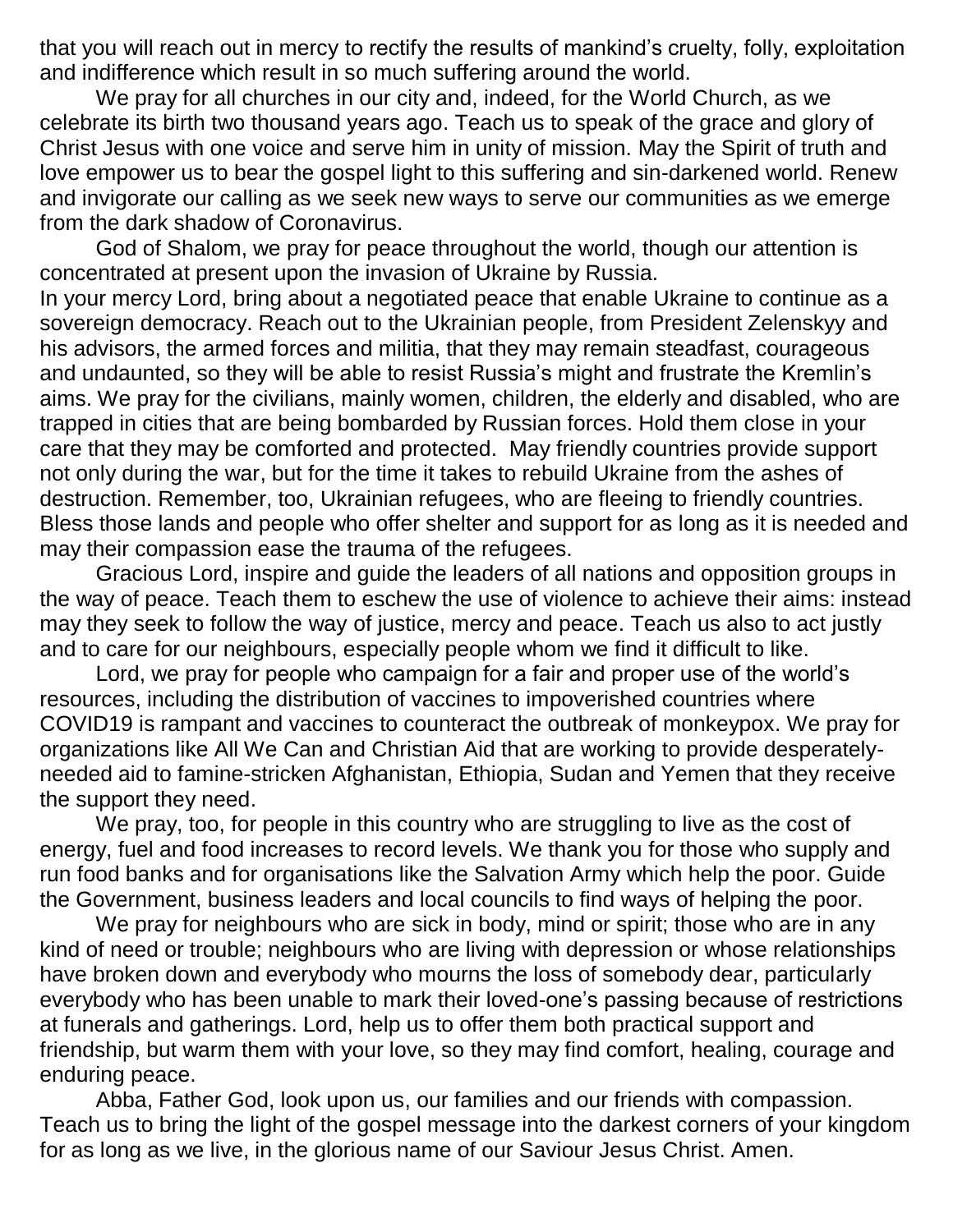that you will reach out in mercy to rectify the results of mankind's cruelty, folly, exploitation and indifference which result in so much suffering around the world.

We pray for all churches in our city and, indeed, for the World Church, as we celebrate its birth two thousand years ago. Teach us to speak of the grace and glory of Christ Jesus with one voice and serve him in unity of mission. May the Spirit of truth and love empower us to bear the gospel light to this suffering and sin-darkened world. Renew and invigorate our calling as we seek new ways to serve our communities as we emerge from the dark shadow of Coronavirus.

God of Shalom, we pray for peace throughout the world, though our attention is concentrated at present upon the invasion of Ukraine by Russia.
In your mercy Lord, bring about a negotiated peace that enable Ukraine to continue as a sovereign democracy. Reach out to the Ukrainian people, from President Zelenskyy and his advisors, the armed forces and militia, that they may remain steadfast, courageous and undaunted, so they will be able to resist Russia's might and frustrate the Kremlin's aims. We pray for the civilians, mainly women, children, the elderly and disabled, who are trapped in cities that are being bombarded by Russian forces. Hold them close in your care that they may be comforted and protected. May friendly countries provide support not only during the war, but for the time it takes to rebuild Ukraine from the ashes of destruction. Remember, too, Ukrainian refugees, who are fleeing to friendly countries. Bless those lands and people who offer shelter and support for as long as it is needed and may their compassion ease the trauma of the refugees.

Gracious Lord, inspire and guide the leaders of all nations and opposition groups in the way of peace. Teach them to eschew the use of violence to achieve their aims: instead may they seek to follow the way of justice, mercy and peace. Teach us also to act justly and to care for our neighbours, especially people whom we find it difficult to like.

Lord, we pray for people who campaign for a fair and proper use of the world's resources, including the distribution of vaccines to impoverished countries where COVID19 is rampant and vaccines to counteract the outbreak of monkeypox. We pray for organizations like All We Can and Christian Aid that are working to provide desperately-needed aid to famine-stricken Afghanistan, Ethiopia, Sudan and Yemen that they receive the support they need.

We pray, too, for people in this country who are struggling to live as the cost of energy, fuel and food increases to record levels. We thank you for those who supply and run food banks and for organisations like the Salvation Army which help the poor. Guide the Government, business leaders and local councils to find ways of helping the poor.

We pray for neighbours who are sick in body, mind or spirit; those who are in any kind of need or trouble; neighbours who are living with depression or whose relationships have broken down and everybody who mourns the loss of somebody dear, particularly everybody who has been unable to mark their loved-one's passing because of restrictions at funerals and gatherings. Lord, help us to offer them both practical support and friendship, but warm them with your love, so they may find comfort, healing, courage and enduring peace.

Abba, Father God, look upon us, our families and our friends with compassion. Teach us to bring the light of the gospel message into the darkest corners of your kingdom for as long as we live, in the glorious name of our Saviour Jesus Christ. Amen.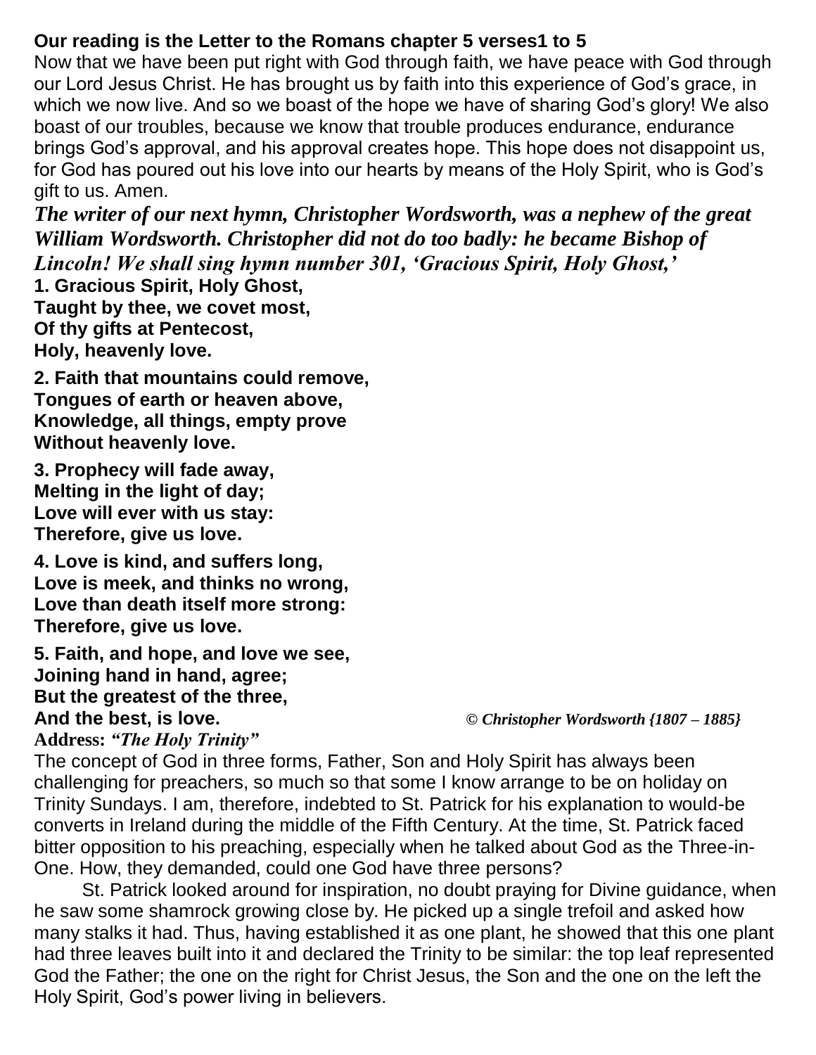**Our reading is the Letter to the Romans chapter 5 verses1 to 5**

Now that we have been put right with God through faith, we have peace with God through our Lord Jesus Christ. He has brought us by faith into this experience of God's grace, in which we now live. And so we boast of the hope we have of sharing God's glory! We also boast of our troubles, because we know that trouble produces endurance, endurance brings God's approval, and his approval creates hope. This hope does not disappoint us, for God has poured out his love into our hearts by means of the Holy Spirit, who is God's gift to us. Amen.

***The writer of our next hymn, Christopher Wordsworth, was a nephew of the great William Wordsworth. Christopher did not do too badly: he became Bishop of Lincoln! We shall sing hymn number 301, 'Gracious Spirit, Holy Ghost,'***

**1. Gracious Spirit, Holy Ghost,**
**Taught by thee, we covet most,**
**Of thy gifts at Pentecost,**
**Holy, heavenly love.**

**2. Faith that mountains could remove,**
**Tongues of earth or heaven above,**
**Knowledge, all things, empty prove**
**Without heavenly love.**

**3. Prophecy will fade away,**
**Melting in the light of day;**
**Love will ever with us stay:**
**Therefore, give us love.**

**4. Love is kind, and suffers long,**
**Love is meek, and thinks no wrong,**
**Love than death itself more strong:**
**Therefore, give us love.**

**5. Faith, and hope, and love we see,**
**Joining hand in hand, agree;**
**But the greatest of the three,**
**And the best, is love.**

***© Christopher Wordsworth {1807 – 1885}***

**Address:** ***"The Holy Trinity"***

The concept of God in three forms, Father, Son and Holy Spirit has always been challenging for preachers, so much so that some I know arrange to be on holiday on Trinity Sundays. I am, therefore, indebted to St. Patrick for his explanation to would-be converts in Ireland during the middle of the Fifth Century. At the time, St. Patrick faced bitter opposition to his preaching, especially when he talked about God as the Three-in-One. How, they demanded, could one God have three persons?

St. Patrick looked around for inspiration, no doubt praying for Divine guidance, when he saw some shamrock growing close by. He picked up a single trefoil and asked how many stalks it had. Thus, having established it as one plant, he showed that this one plant had three leaves built into it and declared the Trinity to be similar: the top leaf represented God the Father; the one on the right for Christ Jesus, the Son and the one on the left the Holy Spirit, God's power living in believers.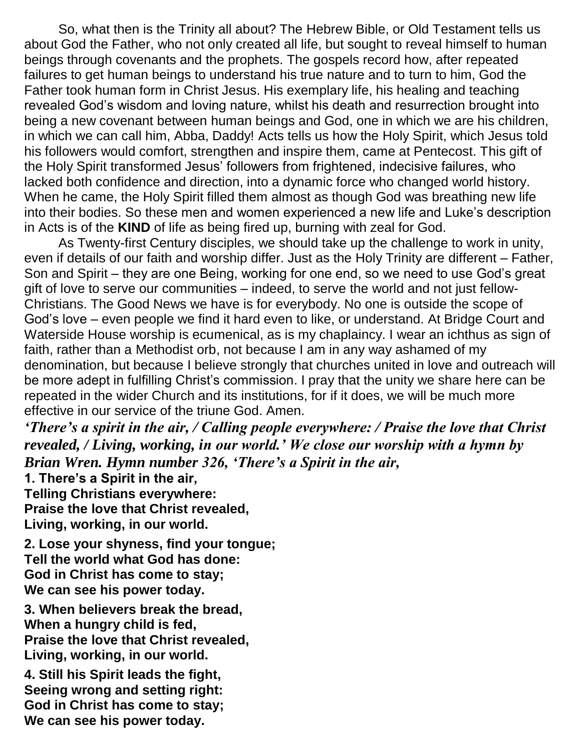So, what then is the Trinity all about? The Hebrew Bible, or Old Testament tells us about God the Father, who not only created all life, but sought to reveal himself to human beings through covenants and the prophets. The gospels record how, after repeated failures to get human beings to understand his true nature and to turn to him, God the Father took human form in Christ Jesus. His exemplary life, his healing and teaching revealed God's wisdom and loving nature, whilst his death and resurrection brought into being a new covenant between human beings and God, one in which we are his children, in which we can call him, Abba, Daddy! Acts tells us how the Holy Spirit, which Jesus told his followers would comfort, strengthen and inspire them, came at Pentecost. This gift of the Holy Spirit transformed Jesus' followers from frightened, indecisive failures, who lacked both confidence and direction, into a dynamic force who changed world history. When he came, the Holy Spirit filled them almost as though God was breathing new life into their bodies. So these men and women experienced a new life and Luke's description in Acts is of the **KIND** of life as being fired up, burning with zeal for God.

As Twenty-first Century disciples, we should take up the challenge to work in unity, even if details of our faith and worship differ. Just as the Holy Trinity are different – Father, Son and Spirit – they are one Being, working for one end, so we need to use God's great gift of love to serve our communities – indeed, to serve the world and not just fellow-Christians. The Good News we have is for everybody. No one is outside the scope of God's love – even people we find it hard even to like, or understand. At Bridge Court and Waterside House worship is ecumenical, as is my chaplaincy. I wear an ichthus as sign of faith, rather than a Methodist orb, not because I am in any way ashamed of my denomination, but because I believe strongly that churches united in love and outreach will be more adept in fulfilling Christ's commission. I pray that the unity we share here can be repeated in the wider Church and its institutions, for if it does, we will be much more effective in our service of the triune God. Amen.

***'There's a spirit in the air, / Calling people everywhere: / Praise the love that Christ revealed, / Living, working, in our world.' We close our worship with a hymn by Brian Wren. Hymn number 326, 'There's a Spirit in the air,***

**1. There's a Spirit in the air,**
**Telling Christians everywhere:**
**Praise the love that Christ revealed,**
**Living, working, in our world.**

**2. Lose your shyness, find your tongue;**
**Tell the world what God has done:**
**God in Christ has come to stay;**
**We can see his power today.**

**3. When believers break the bread,**
**When a hungry child is fed,**
**Praise the love that Christ revealed,**
**Living, working, in our world.**

**4. Still his Spirit leads the fight,**
**Seeing wrong and setting right:**
**God in Christ has come to stay;**
**We can see his power today.**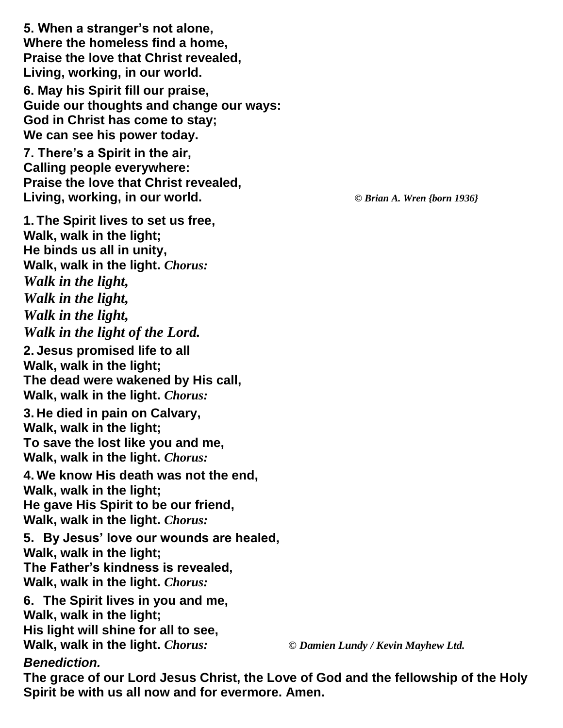**5. When a stranger's not alone,**
**Where the homeless find a home,**
**Praise the love that Christ revealed,**
**Living, working, in our world.**

**6. May his Spirit fill our praise,**
**Guide our thoughts and change our ways:**
**God in Christ has come to stay;**
**We can see his power today.**

**7. There's a Spirit in the air,**
**Calling people everywhere:**
**Praise the love that Christ revealed,**
**Living, working, in our world.** *© Brian A. Wren {born 1936}*

**1. The Spirit lives to set us free,**
**Walk, walk in the light;**
**He binds us all in unity,**
**Walk, walk in the light.** *Chorus:*
*Walk in the light,*
*Walk in the light,*
*Walk in the light,*
*Walk in the light of the Lord.*

**2. Jesus promised life to all**
**Walk, walk in the light;**
**The dead were wakened by His call,**
**Walk, walk in the light.** *Chorus:*

**3. He died in pain on Calvary,**
**Walk, walk in the light;**
**To save the lost like you and me,**
**Walk, walk in the light.** *Chorus:*

**4. We know His death was not the end,**
**Walk, walk in the light;**
**He gave His Spirit to be our friend,**
**Walk, walk in the light.** *Chorus:*

**5. By Jesus' love our wounds are healed,**
**Walk, walk in the light;**
**The Father's kindness is revealed,**
**Walk, walk in the light.** *Chorus:*

**6. The Spirit lives in you and me,**
**Walk, walk in the light;**
**His light will shine for all to see,**
**Walk, walk in the light.** *Chorus:* *© Damien Lundy / Kevin Mayhew Ltd.*

***Benediction.***
**The grace of our Lord Jesus Christ, the Love of God and the fellowship of the Holy Spirit be with us all now and for evermore. Amen.**